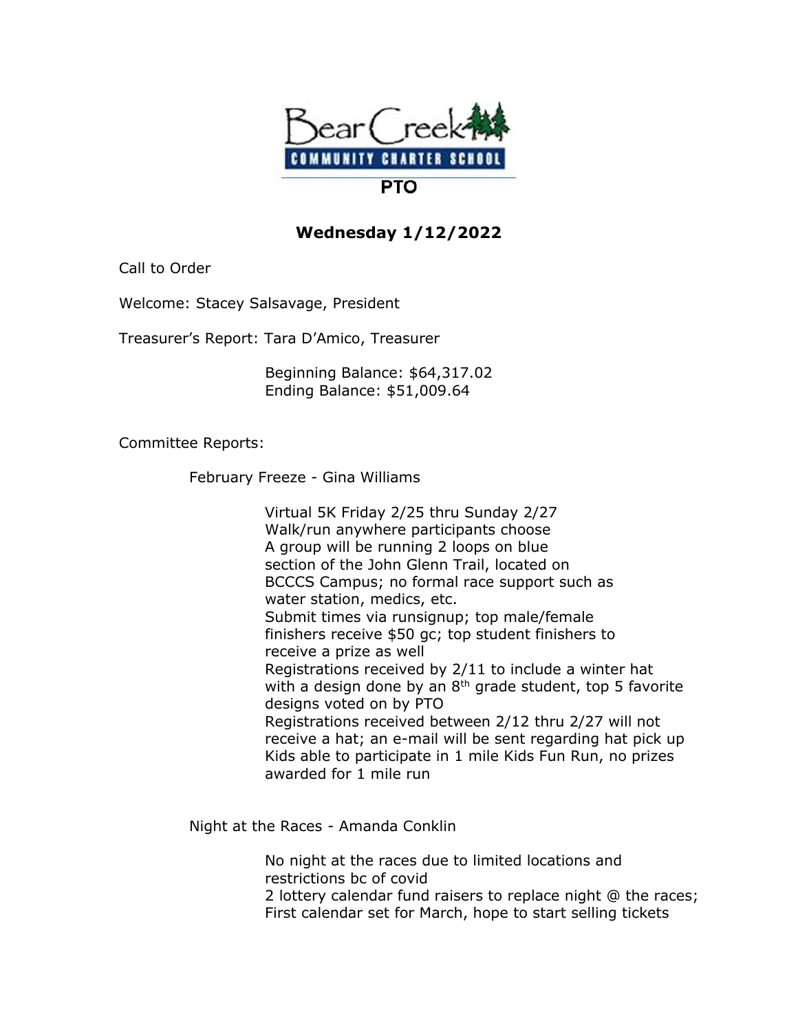# Bear Creek Community Charter School PTO

## Wednesday 1/12/2022

Call to Order

Welcome: Stacey Salsavage, President

Treasurer's Report: Tara D'Amico, Treasurer

Beginning Balance: $64,317.02
Ending Balance: $51,009.64

Committee Reports:

February Freeze - Gina Williams

Virtual 5K Friday 2/25 thru Sunday 2/27
Walk/run anywhere participants choose
A group will be running 2 loops on blue section of the John Glenn Trail, located on BCCCS Campus; no formal race support such as water station, medics, etc.
Submit times via runsignup; top male/female finishers receive $50 gc; top student finishers to receive a prize as well
Registrations received by 2/11 to include a winter hat with a design done by an 8th grade student, top 5 favorite designs voted on by PTO
Registrations received between 2/12 thru 2/27 will not receive a hat; an e-mail will be sent regarding hat pick up
Kids able to participate in 1 mile Kids Fun Run, no prizes awarded for 1 mile run

Night at the Races - Amanda Conklin

No night at the races due to limited locations and restrictions bc of covid
2 lottery calendar fund raisers to replace night @ the races; First calendar set for March, hope to start selling tickets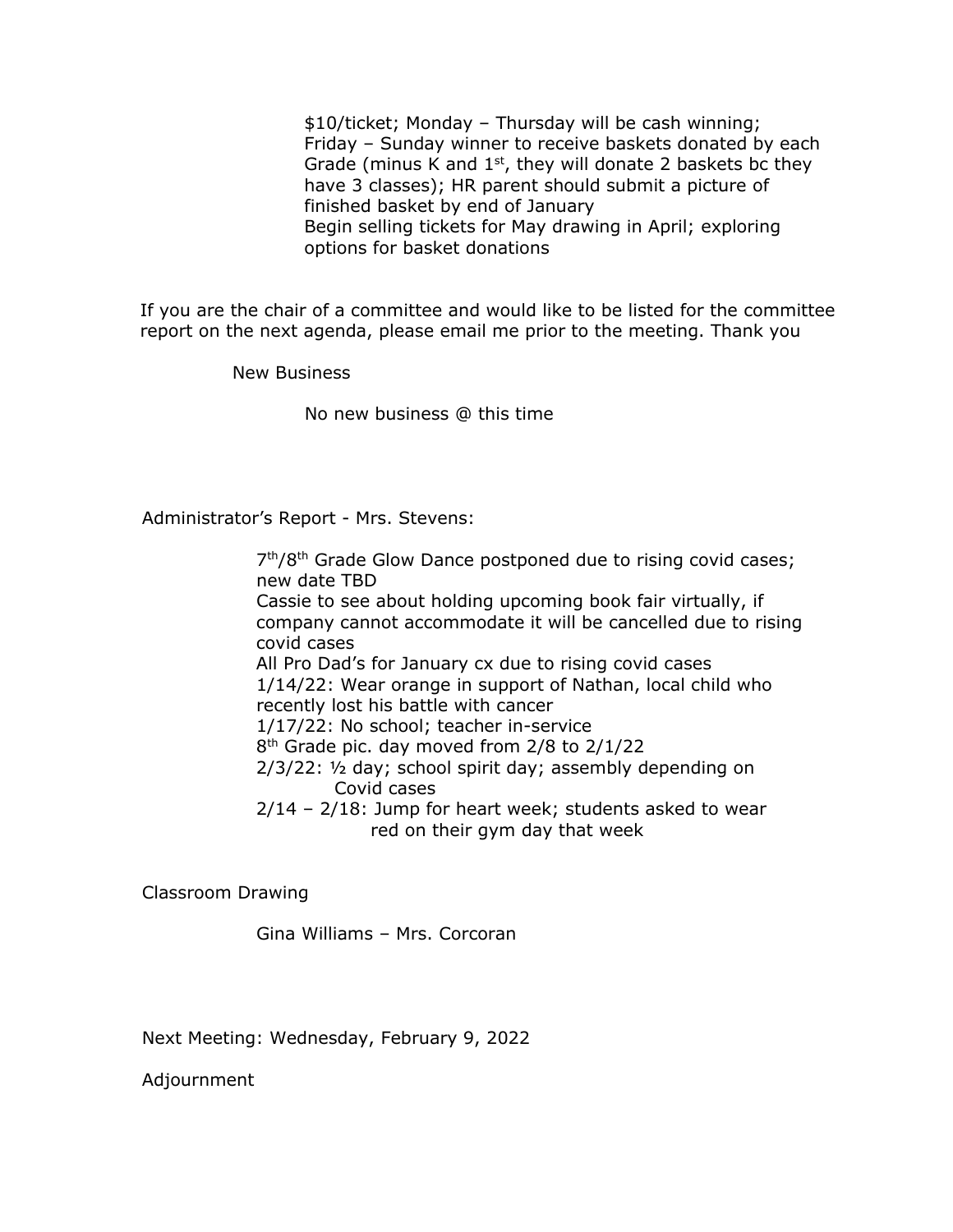$10/ticket; Monday – Thursday will be cash winning; Friday – Sunday winner to receive baskets donated by each Grade (minus K and 1st, they will donate 2 baskets bc they have 3 classes); HR parent should submit a picture of finished basket by end of January
Begin selling tickets for May drawing in April; exploring options for basket donations

If you are the chair of a committee and would like to be listed for the committee report on the next agenda, please email me prior to the meeting. Thank you

New Business

No new business @ this time

Administrator's Report - Mrs. Stevens:

7th/8th Grade Glow Dance postponed due to rising covid cases; new date TBD
Cassie to see about holding upcoming book fair virtually, if company cannot accommodate it will be cancelled due to rising covid cases
All Pro Dad's for January cx due to rising covid cases
1/14/22: Wear orange in support of Nathan, local child who recently lost his battle with cancer
1/17/22: No school; teacher in-service
8th Grade pic. day moved from 2/8 to 2/1/22
2/3/22: ½ day; school spirit day; assembly depending on Covid cases
2/14 – 2/18: Jump for heart week; students asked to wear red on their gym day that week

Classroom Drawing

Gina Williams – Mrs. Corcoran

Next Meeting: Wednesday, February 9, 2022

Adjournment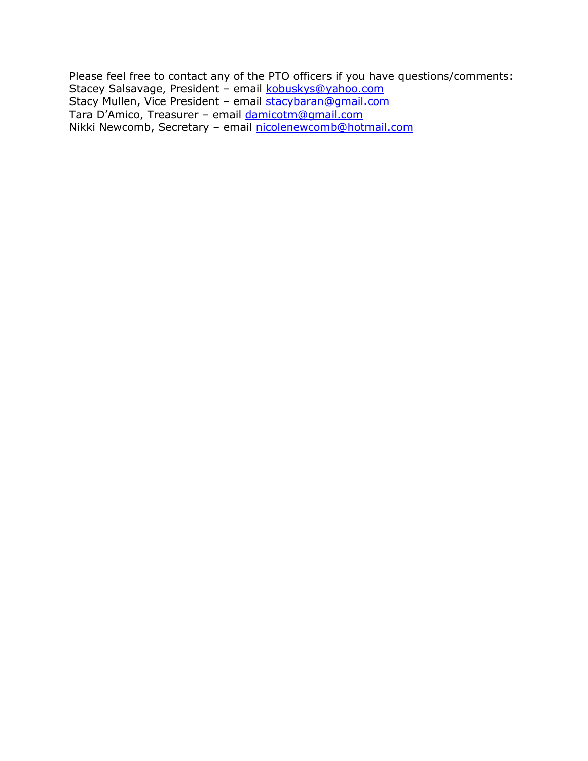Please feel free to contact any of the PTO officers if you have questions/comments:
Stacey Salsavage, President – email kobuskys@yahoo.com
Stacy Mullen, Vice President – email stacybaran@gmail.com
Tara D'Amico, Treasurer – email damicotm@gmail.com
Nikki Newcomb, Secretary – email nicolenewcomb@hotmail.com